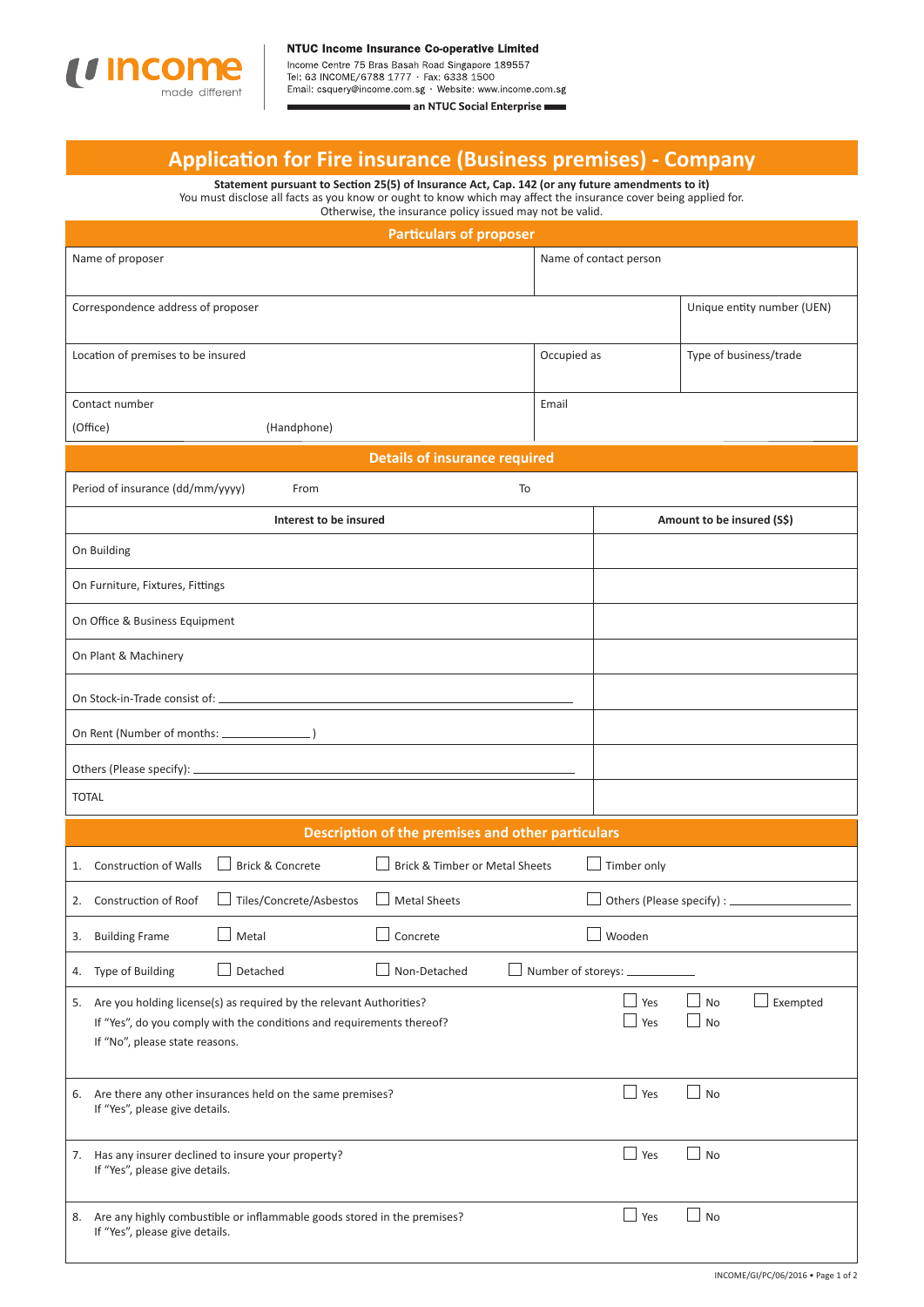**NTUC Income Insurance Co-operative Limited**
Income Centre 75 Bras Basah Road Singapore 189557
Tel: 63 INCOME/6788 1777 · Fax: 6338 1500
Email: csquery@income.com.sg · Website: www.income.com.sg
**an NTUC Social Enterprise**

# Application for Fire insurance (Business premises) - Company

**Statement pursuant to Section 25(5) of Insurance Act, Cap. 142 (or any future amendments to it)**
You must disclose all facts as you know or ought to know which may affect the insurance cover being applied for.
Otherwise, the insurance policy issued may not be valid.

## Particulars of proposer

| Name of proposer | Name of contact person | |
|---|---|---|
| Correspondence address of proposer | | Unique entity number (UEN) |
| Location of premises to be insured | Occupied as | Type of business/trade |
| Contact number (Office) (Handphone) | Email | |

## Details of insurance required

Period of insurance (dd/mm/yyyy) From ______ To ______

| Interest to be insured | Amount to be insured (S$) |
|---|---|
| On Building | |
| On Furniture, Fixtures, Fittings | |
| On Office & Business Equipment | |
| On Plant & Machinery | |
| On Stock-in-Trade consist of: ______ | |
| On Rent (Number of months: ______ ) | |
| Others (Please specify): ______ | |
| TOTAL | |

## Description of the premises and other particulars

1. Construction of Walls ☐ Brick & Concrete ☐ Brick & Timber or Metal Sheets ☐ Timber only
2. Construction of Roof ☐ Tiles/Concrete/Asbestos ☐ Metal Sheets ☐ Others (Please specify) : ______
3. Building Frame ☐ Metal ☐ Concrete ☐ Wooden
4. Type of Building ☐ Detached ☐ Non-Detached ☐ Number of storeys: ______
5. Are you holding license(s) as required by the relevant Authorities? ☐ Yes ☐ No ☐ Exempted
   If "Yes", do you comply with the conditions and requirements thereof? ☐ Yes ☐ No
   If "No", please state reasons.
6. Are there any other insurances held on the same premises? ☐ Yes ☐ No
   If "Yes", please give details.
7. Has any insurer declined to insure your property? ☐ Yes ☐ No
   If "Yes", please give details.
8. Are any highly combustible or inflammable goods stored in the premises? ☐ Yes ☐ No
   If "Yes", please give details.

INCOME/GI/PC/06/2016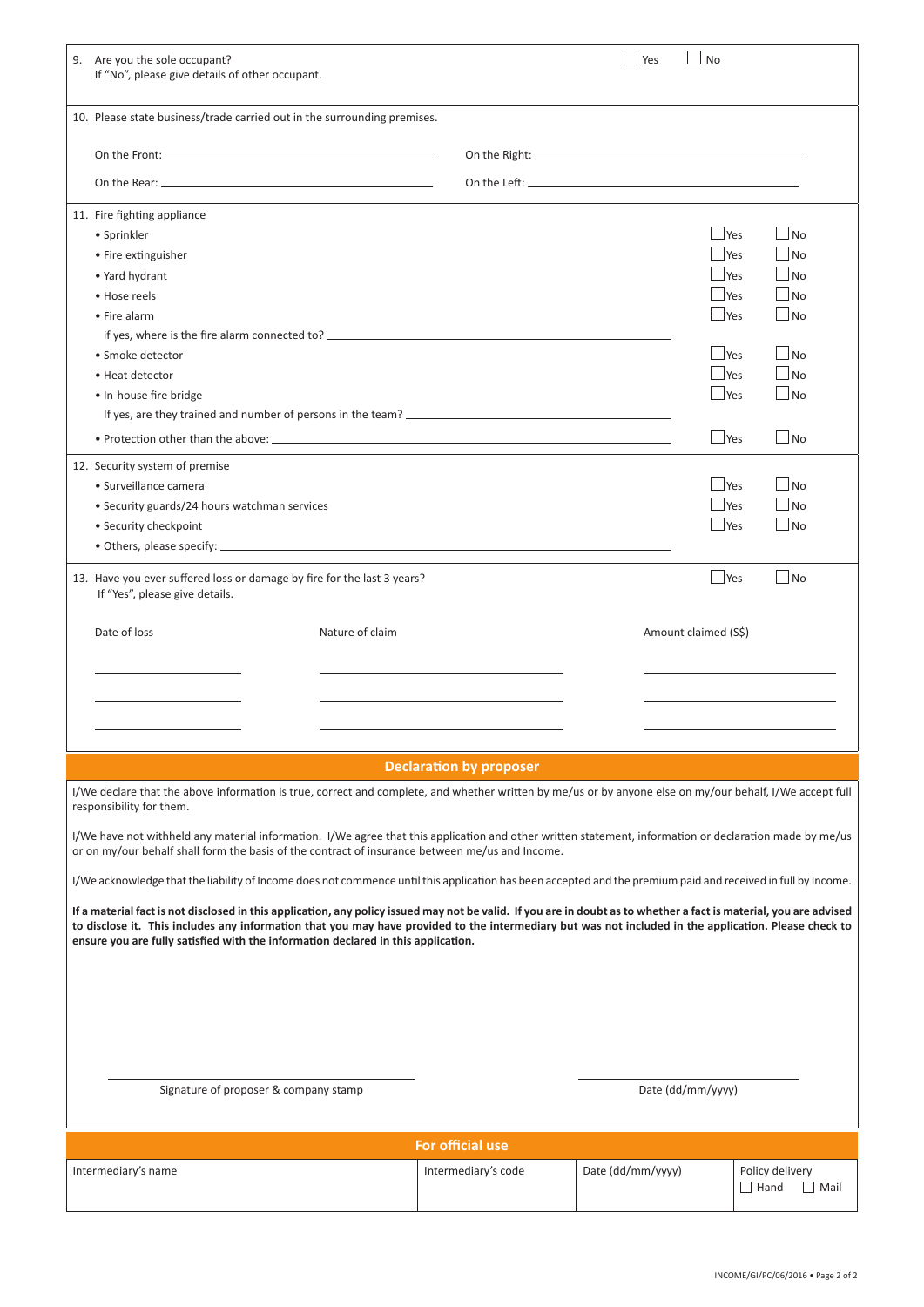9. Are you the sole occupant? ☐ Yes ☐ No
   If "No", please give details of other occupant.

10. Please state business/trade carried out in the surrounding premises.

    On the Front: ____________________ On the Right: ____________________

    On the Rear: ____________________ On the Left: ____________________

11. Fire fighting appliance

| | | |
|---|---|---|
| • Sprinkler | ☐ Yes | ☐ No |
| • Fire extinguisher | ☐ Yes | ☐ No |
| • Yard hydrant | ☐ Yes | ☐ No |
| • Hose reels | ☐ Yes | ☐ No |
| • Fire alarm | ☐ Yes | ☐ No |
| if yes, where is the fire alarm connected to? ____________________ | | |
| • Smoke detector | ☐ Yes | ☐ No |
| • Heat detector | ☐ Yes | ☐ No |
| • In-house fire bridge | ☐ Yes | ☐ No |
| If yes, are they trained and number of persons in the team? ____________________ | | |
| • Protection other than the above: ____________________ | ☐ Yes | ☐ No |

12. Security system of premise

| | | |
|---|---|---|
| • Surveillance camera | ☐ Yes | ☐ No |
| • Security guards/24 hours watchman services | ☐ Yes | ☐ No |
| • Security checkpoint | ☐ Yes | ☐ No |
| • Others, please specify: ____________________ | | |

13. Have you ever suffered loss or damage by fire for the last 3 years? ☐ Yes ☐ No
    If "Yes", please give details.

| Date of loss | Nature of claim | Amount claimed (S$) |
|---|---|---|
| | | |
| | | |
| | | |

## Declaration by proposer

I/We declare that the above information is true, correct and complete, and whether written by me/us or by anyone else on my/our behalf, I/We accept full responsibility for them.

I/We have not withheld any material information. I/We agree that this application and other written statement, information or declaration made by me/us or on my/our behalf shall form the basis of the contract of insurance between me/us and Income.

I/We acknowledge that the liability of Income does not commence until this application has been accepted and the premium paid and received in full by Income.

**If a material fact is not disclosed in this application, any policy issued may not be valid. If you are in doubt as to whether a fact is material, you are advised to disclose it. This includes any information that you may have provided to the intermediary but was not included in the application. Please check to ensure you are fully satisfied with the information declared in this application.**

____________________ ____________________

Signature of proposer & company stamp Date (dd/mm/yyyy)

## For official use

| Intermediary's name | Intermediary's code | Date (dd/mm/yyyy) | Policy delivery ☐ Hand ☐ Mail |
|---|---|---|---|
| | | | |

INCOME/GI/PC/06/2016